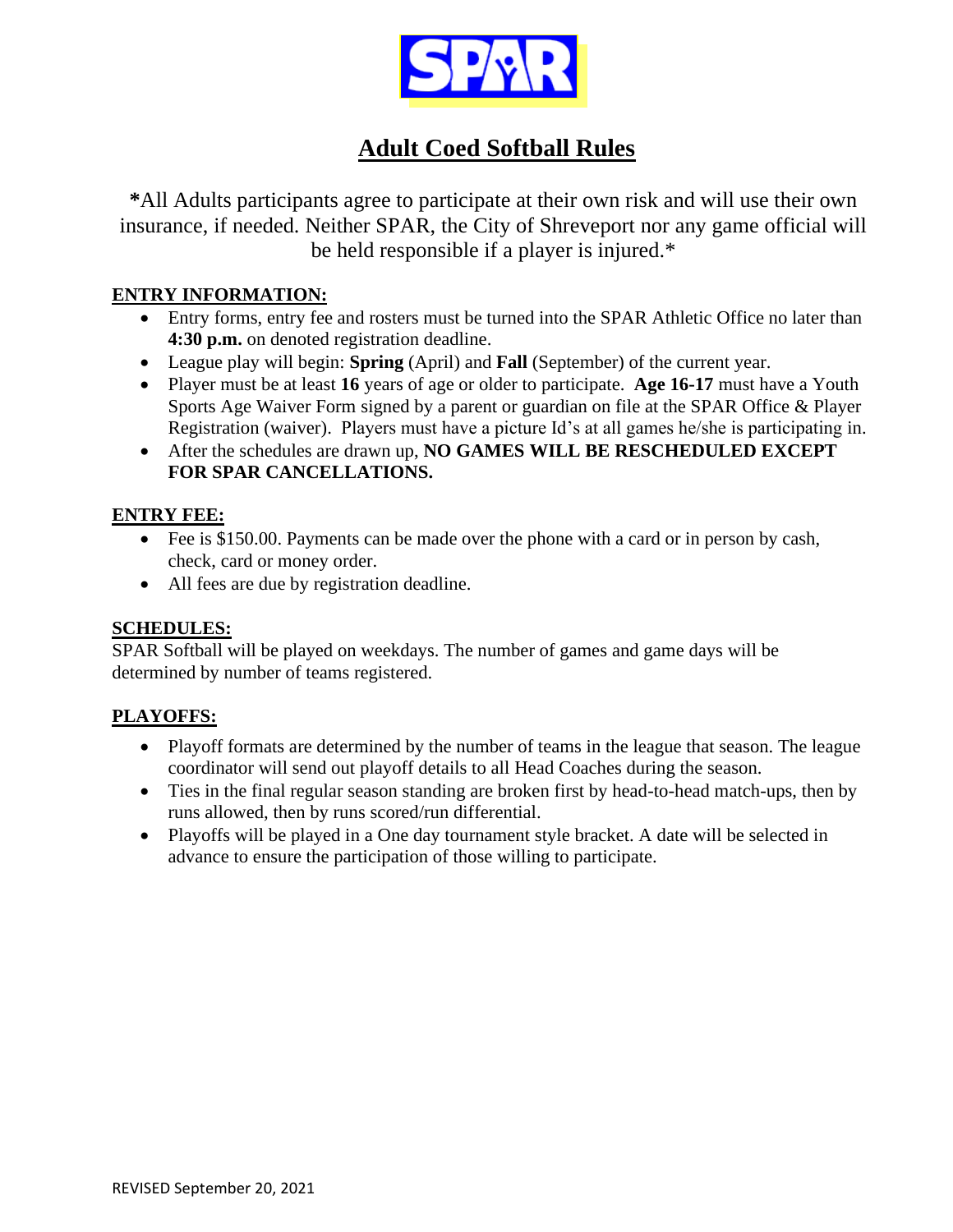SPAR

# Adult Coed Softball Rules

**\***All Adults participants agree to participate at their own risk and will use their own insurance, if needed. Neither SPAR, the City of Shreveport nor any game official will be held responsible if a player is injured.*

## ENTRY INFORMATION:

- Entry forms, entry fee and rosters must be turned into the SPAR Athletic Office no later than **4:30 p.m.** on denoted registration deadline.
- League play will begin: **Spring** (April) and **Fall** (September) of the current year.
- Player must be at least **16** years of age or older to participate. **Age 16-17** must have a Youth Sports Age Waiver Form signed by a parent or guardian on file at the SPAR Office & Player Registration (waiver). Players must have a picture Id's at all games he/she is participating in.
- After the schedules are drawn up, **NO GAMES WILL BE RESCHEDULED EXCEPT FOR SPAR CANCELLATIONS.**

## ENTRY FEE:

- Fee is $150.00. Payments can be made over the phone with a card or in person by cash, check, card or money order.
- All fees are due by registration deadline.

## SCHEDULES:

SPAR Softball will be played on weekdays. The number of games and game days will be determined by number of teams registered.

## PLAYOFFS:

- Playoff formats are determined by the number of teams in the league that season. The league coordinator will send out playoff details to all Head Coaches during the season.
- Ties in the final regular season standing are broken first by head-to-head match-ups, then by runs allowed, then by runs scored/run differential.
- Playoffs will be played in a One day tournament style bracket. A date will be selected in advance to ensure the participation of those willing to participate.

REVISED September 20, 2021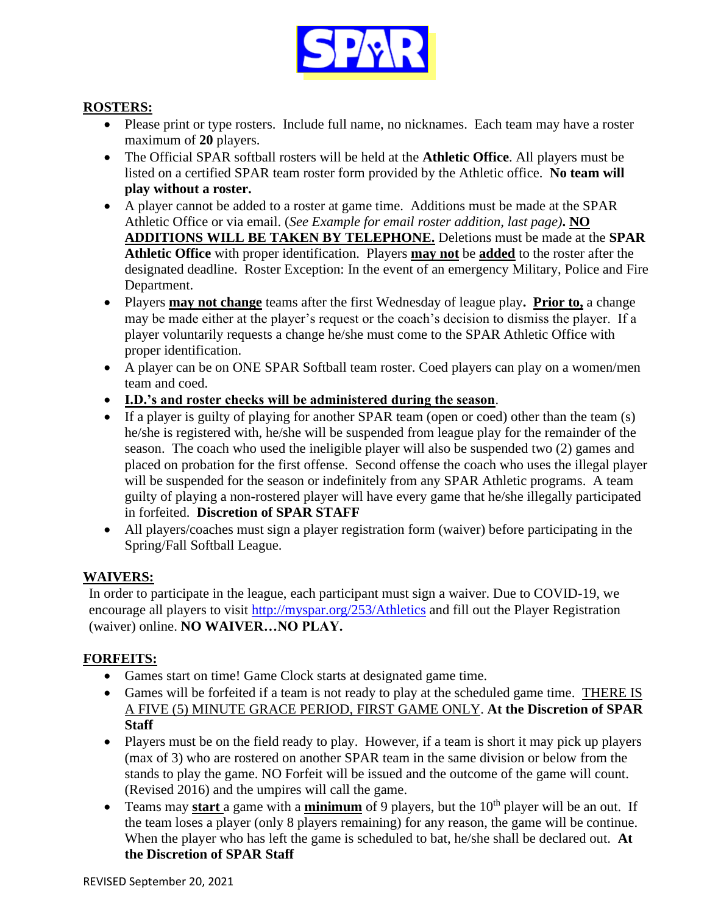# SPAR

## ROSTERS:

- Please print or type rosters. Include full name, no nicknames. Each team may have a roster maximum of **20** players.
- The Official SPAR softball rosters will be held at the **Athletic Office**. All players must be listed on a certified SPAR team roster form provided by the Athletic office. **No team will play without a roster.**
- A player cannot be added to a roster at game time. Additions must be made at the SPAR Athletic Office or via email. (*See Example for email roster addition, last page)*. **NO ADDITIONS WILL BE TAKEN BY TELEPHONE.** Deletions must be made at the **SPAR Athletic Office** with proper identification. Players **may not** be **added** to the roster after the designated deadline. Roster Exception: In the event of an emergency Military, Police and Fire Department.
- Players **may not change** teams after the first Wednesday of league play**. Prior to,** a change may be made either at the player's request or the coach's decision to dismiss the player. If a player voluntarily requests a change he/she must come to the SPAR Athletic Office with proper identification.
- A player can be on ONE SPAR Softball team roster. Coed players can play on a women/men team and coed.
- **I.D.'s and roster checks will be administered during the season**.
- If a player is guilty of playing for another SPAR team (open or coed) other than the team (s) he/she is registered with, he/she will be suspended from league play for the remainder of the season. The coach who used the ineligible player will also be suspended two (2) games and placed on probation for the first offense. Second offense the coach who uses the illegal player will be suspended for the season or indefinitely from any SPAR Athletic programs. A team guilty of playing a non-rostered player will have every game that he/she illegally participated in forfeited. **Discretion of SPAR STAFF**
- All players/coaches must sign a player registration form (waiver) before participating in the Spring/Fall Softball League.

## WAIVERS:

In order to participate in the league, each participant must sign a waiver. Due to COVID-19, we encourage all players to visit http://myspar.org/253/Athletics and fill out the Player Registration (waiver) online. **NO WAIVER…NO PLAY.**

## FORFEITS:

- Games start on time! Game Clock starts at designated game time.
- Games will be forfeited if a team is not ready to play at the scheduled game time. THERE IS A FIVE (5) MINUTE GRACE PERIOD, FIRST GAME ONLY. **At the Discretion of SPAR Staff**
- Players must be on the field ready to play. However, if a team is short it may pick up players (max of 3) who are rostered on another SPAR team in the same division or below from the stands to play the game. NO Forfeit will be issued and the outcome of the game will count. (Revised 2016) and the umpires will call the game.
- Teams may **start** a game with a **minimum** of 9 players, but the 10th player will be an out. If the team loses a player (only 8 players remaining) for any reason, the game will be continue. When the player who has left the game is scheduled to bat, he/she shall be declared out. **At the Discretion of SPAR Staff**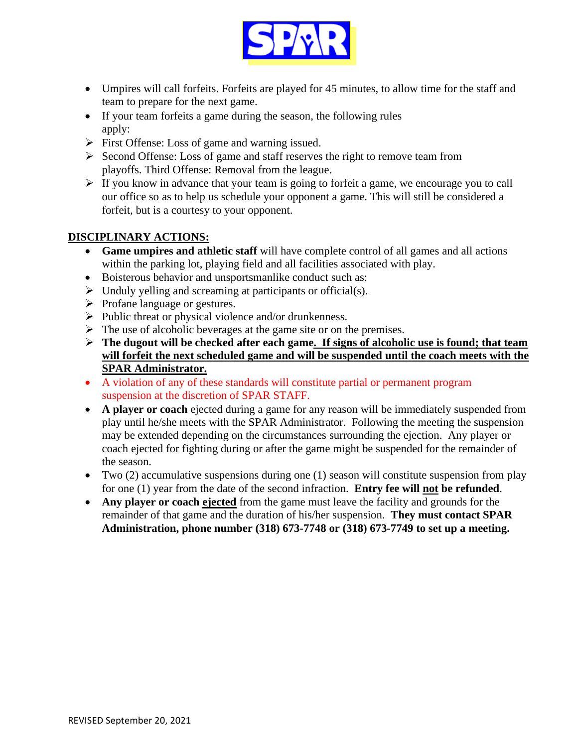- Umpires will call forfeits. Forfeits are played for 45 minutes, to allow time for the staff and team to prepare for the next game.
- If your team forfeits a game during the season, the following rules apply:
- First Offense: Loss of game and warning issued.
- Second Offense: Loss of game and staff reserves the right to remove team from playoffs. Third Offense: Removal from the league.
- If you know in advance that your team is going to forfeit a game, we encourage you to call our office so as to help us schedule your opponent a game. This will still be considered a forfeit, but is a courtesy to your opponent.

**DISCIPLINARY ACTIONS:**

- **Game umpires and athletic staff** will have complete control of all games and all actions within the parking lot, playing field and all facilities associated with play.
- Boisterous behavior and unsportsmanlike conduct such as:
- Unduly yelling and screaming at participants or official(s).
- Profane language or gestures.
- Public threat or physical violence and/or drunkenness.
- The use of alcoholic beverages at the game site or on the premises.
- **The dugout will be checked after each game. If signs of alcoholic use is found; that team will forfeit the next scheduled game and will be suspended until the coach meets with the SPAR Administrator.**
- A violation of any of these standards will constitute partial or permanent program suspension at the discretion of SPAR STAFF.
- **A player or coach** ejected during a game for any reason will be immediately suspended from play until he/she meets with the SPAR Administrator. Following the meeting the suspension may be extended depending on the circumstances surrounding the ejection. Any player or coach ejected for fighting during or after the game might be suspended for the remainder of the season.
- Two (2) accumulative suspensions during one (1) season will constitute suspension from play for one (1) year from the date of the second infraction. **Entry fee will not be refunded**.
- **Any player or coach ejected** from the game must leave the facility and grounds for the remainder of that game and the duration of his/her suspension. **They must contact SPAR Administration, phone number (318) 673-7748 or (318) 673-7749 to set up a meeting.**

REVISED September 20, 2021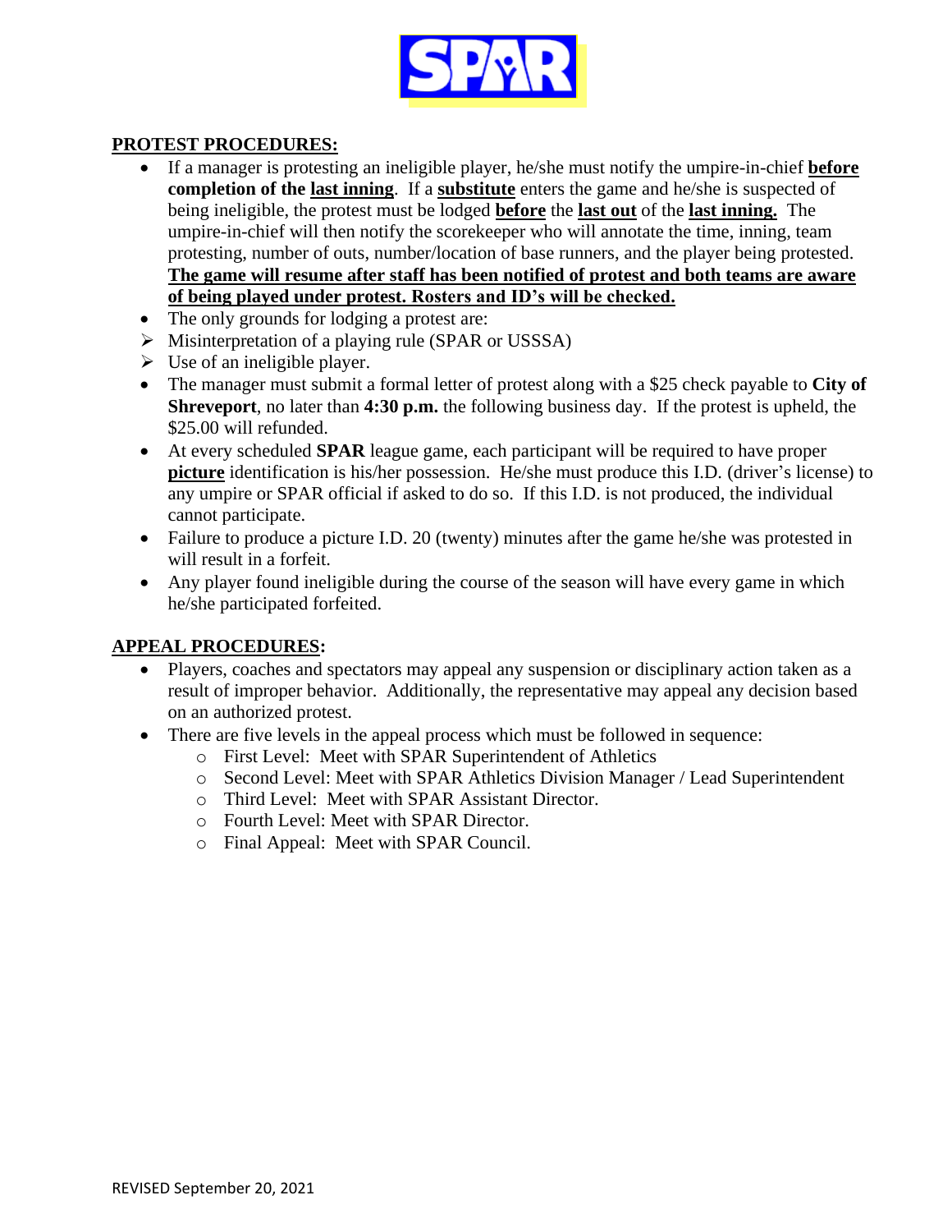**SPAR**

## PROTEST PROCEDURES:

- If a manager is protesting an ineligible player, he/she must notify the umpire-in-chief **before completion of the last inning**. If a **substitute** enters the game and he/she is suspected of being ineligible, the protest must be lodged **before** the **last out** of the **last inning.** The umpire-in-chief will then notify the scorekeeper who will annotate the time, inning, team protesting, number of outs, number/location of base runners, and the player being protested. **The game will resume after staff has been notified of protest and both teams are aware of being played under protest. Rosters and ID's will be checked.**
- The only grounds for lodging a protest are:
  - Misinterpretation of a playing rule (SPAR or USSSA)
  - Use of an ineligible player.
- The manager must submit a formal letter of protest along with a $25 check payable to **City of Shreveport**, no later than **4:30 p.m.** the following business day. If the protest is upheld, the $25.00 will refunded.
- At every scheduled **SPAR** league game, each participant will be required to have proper **picture** identification is his/her possession. He/she must produce this I.D. (driver's license) to any umpire or SPAR official if asked to do so. If this I.D. is not produced, the individual cannot participate.
- Failure to produce a picture I.D. 20 (twenty) minutes after the game he/she was protested in will result in a forfeit.
- Any player found ineligible during the course of the season will have every game in which he/she participated forfeited.

## APPEAL PROCEDURES:

- Players, coaches and spectators may appeal any suspension or disciplinary action taken as a result of improper behavior. Additionally, the representative may appeal any decision based on an authorized protest.
- There are five levels in the appeal process which must be followed in sequence:
  - First Level: Meet with SPAR Superintendent of Athletics
  - Second Level: Meet with SPAR Athletics Division Manager / Lead Superintendent
  - Third Level: Meet with SPAR Assistant Director.
  - Fourth Level: Meet with SPAR Director.
  - Final Appeal: Meet with SPAR Council.

REVISED September 20, 2021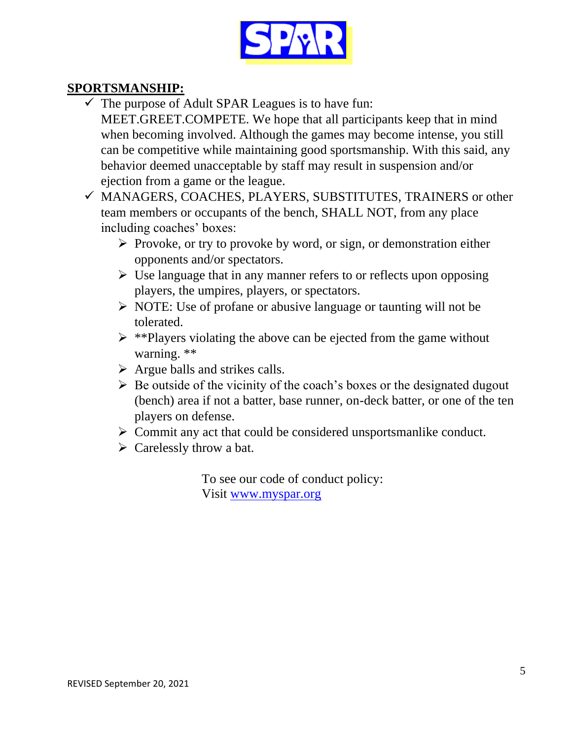SPAR

## SPORTSMANSHIP:

- ✓ The purpose of Adult SPAR Leagues is to have fun: MEET.GREET.COMPETE. We hope that all participants keep that in mind when becoming involved. Although the games may become intense, you still can be competitive while maintaining good sportsmanship. With this said, any behavior deemed unacceptable by staff may result in suspension and/or ejection from a game or the league.
- ✓ MANAGERS, COACHES, PLAYERS, SUBSTITUTES, TRAINERS or other team members or occupants of the bench, SHALL NOT, from any place including coaches' boxes:
  - Provoke, or try to provoke by word, or sign, or demonstration either opponents and/or spectators.
  - Use language that in any manner refers to or reflects upon opposing players, the umpires, players, or spectators.
  - NOTE: Use of profane or abusive language or taunting will not be tolerated.
  - **Players violating the above can be ejected from the game without warning. **
  - Argue balls and strikes calls.
  - Be outside of the vicinity of the coach's boxes or the designated dugout (bench) area if not a batter, base runner, on-deck batter, or one of the ten players on defense.
  - Commit any act that could be considered unsportsmanlike conduct.
  - Carelessly throw a bat.

To see our code of conduct policy:
Visit [www.myspar.org](http://www.myspar.org)

REVISED September 20, 2021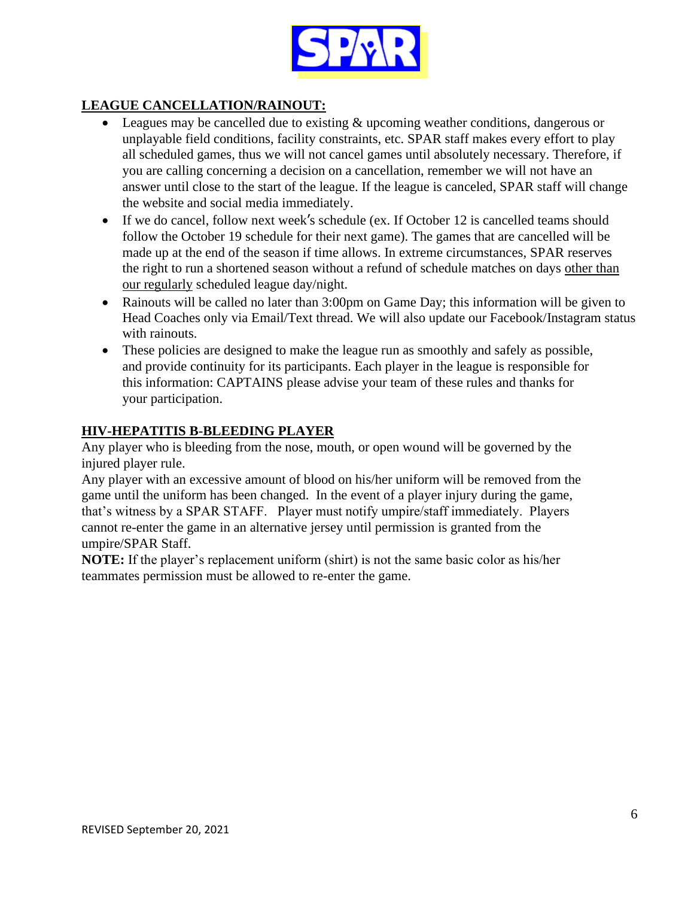## LEAGUE CANCELLATION/RAINOUT:

- Leagues may be cancelled due to existing & upcoming weather conditions, dangerous or unplayable field conditions, facility constraints, etc. SPAR staff makes every effort to play all scheduled games, thus we will not cancel games until absolutely necessary. Therefore, if you are calling concerning a decision on a cancellation, remember we will not have an answer until close to the start of the league. If the league is canceled, SPAR staff will change the website and social media immediately.
- If we do cancel, follow next week's schedule (ex. If October 12 is cancelled teams should follow the October 19 schedule for their next game). The games that are cancelled will be made up at the end of the season if time allows. In extreme circumstances, SPAR reserves the right to run a shortened season without a refund of schedule matches on days <u>other than our regularly</u> scheduled league day/night.
- Rainouts will be called no later than 3:00pm on Game Day; this information will be given to Head Coaches only via Email/Text thread. We will also update our Facebook/Instagram status with rainouts.
- These policies are designed to make the league run as smoothly and safely as possible, and provide continuity for its participants. Each player in the league is responsible for this information: CAPTAINS please advise your team of these rules and thanks for your participation.

## HIV-HEPATITIS B-BLEEDING PLAYER

Any player who is bleeding from the nose, mouth, or open wound will be governed by the injured player rule.

Any player with an excessive amount of blood on his/her uniform will be removed from the game until the uniform has been changed. In the event of a player injury during the game, that's witness by a SPAR STAFF. Player must notify umpire/staff immediately. Players cannot re-enter the game in an alternative jersey until permission is granted from the umpire/SPAR Staff.

**NOTE:** If the player's replacement uniform (shirt) is not the same basic color as his/her teammates permission must be allowed to re-enter the game.

REVISED September 20, 2021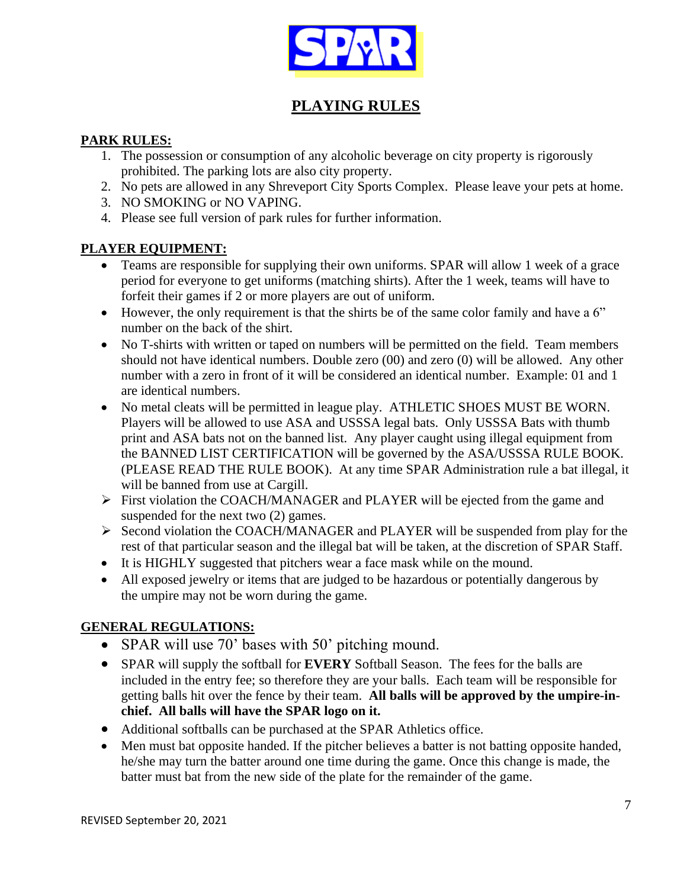SPAR

# PLAYING RULES

## PARK RULES:

1. The possession or consumption of any alcoholic beverage on city property is rigorously prohibited. The parking lots are also city property.
2. No pets are allowed in any Shreveport City Sports Complex. Please leave your pets at home.
3. NO SMOKING or NO VAPING.
4. Please see full version of park rules for further information.

## PLAYER EQUIPMENT:

- Teams are responsible for supplying their own uniforms. SPAR will allow 1 week of a grace period for everyone to get uniforms (matching shirts). After the 1 week, teams will have to forfeit their games if 2 or more players are out of uniform.
- However, the only requirement is that the shirts be of the same color family and have a 6" number on the back of the shirt.
- No T-shirts with written or taped on numbers will be permitted on the field. Team members should not have identical numbers. Double zero (00) and zero (0) will be allowed. Any other number with a zero in front of it will be considered an identical number. Example: 01 and 1 are identical numbers.
- No metal cleats will be permitted in league play. ATHLETIC SHOES MUST BE WORN. Players will be allowed to use ASA and USSSA legal bats. Only USSSA Bats with thumb print and ASA bats not on the banned list. Any player caught using illegal equipment from the BANNED LIST CERTIFICATION will be governed by the ASA/USSSA RULE BOOK. (PLEASE READ THE RULE BOOK). At any time SPAR Administration rule a bat illegal, it will be banned from use at Cargill.
- ➢ First violation the COACH/MANAGER and PLAYER will be ejected from the game and suspended for the next two (2) games.
- ➢ Second violation the COACH/MANAGER and PLAYER will be suspended from play for the rest of that particular season and the illegal bat will be taken, at the discretion of SPAR Staff.
- It is HIGHLY suggested that pitchers wear a face mask while on the mound.
- All exposed jewelry or items that are judged to be hazardous or potentially dangerous by the umpire may not be worn during the game.

## GENERAL REGULATIONS:

- SPAR will use 70' bases with 50' pitching mound.
- SPAR will supply the softball for **EVERY** Softball Season. The fees for the balls are included in the entry fee; so therefore they are your balls. Each team will be responsible for getting balls hit over the fence by their team. **All balls will be approved by the umpire-in-chief. All balls will have the SPAR logo on it.**
- Additional softballs can be purchased at the SPAR Athletics office.
- Men must bat opposite handed. If the pitcher believes a batter is not batting opposite handed, he/she may turn the batter around one time during the game. Once this change is made, the batter must bat from the new side of the plate for the remainder of the game.

REVISED September 20, 2021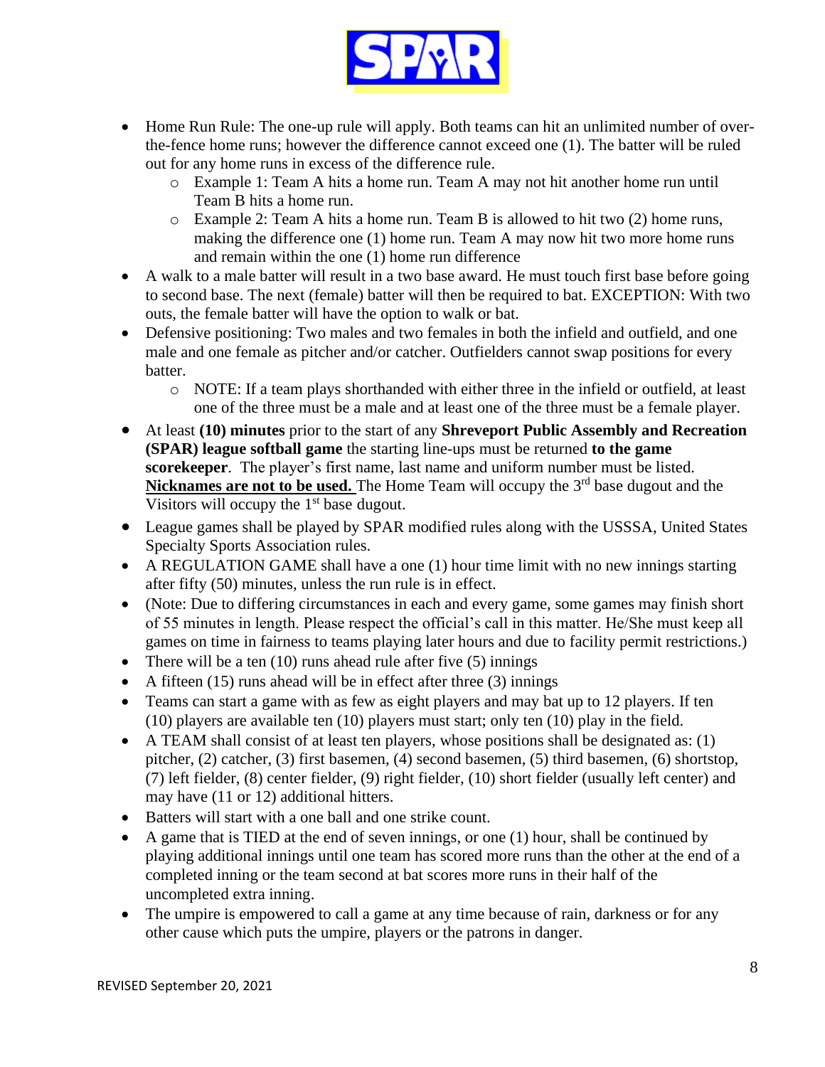- Home Run Rule: The one-up rule will apply. Both teams can hit an unlimited number of over-the-fence home runs; however the difference cannot exceed one (1). The batter will be ruled out for any home runs in excess of the difference rule.
  - Example 1: Team A hits a home run. Team A may not hit another home run until Team B hits a home run.
  - Example 2: Team A hits a home run. Team B is allowed to hit two (2) home runs, making the difference one (1) home run. Team A may now hit two more home runs and remain within the one (1) home run difference
- A walk to a male batter will result in a two base award. He must touch first base before going to second base. The next (female) batter will then be required to bat. EXCEPTION: With two outs, the female batter will have the option to walk or bat.
- Defensive positioning: Two males and two females in both the infield and outfield, and one male and one female as pitcher and/or catcher. Outfielders cannot swap positions for every batter.
  - NOTE: If a team plays shorthanded with either three in the infield or outfield, at least one of the three must be a male and at least one of the three must be a female player.
- At least **(10) minutes** prior to the start of any **Shreveport Public Assembly and Recreation (SPAR) league softball game** the starting line-ups must be returned **to the game scorekeeper**. The player's first name, last name and uniform number must be listed. **Nicknames are not to be used.** The Home Team will occupy the 3rd base dugout and the Visitors will occupy the 1st base dugout.
- League games shall be played by SPAR modified rules along with the USSSA, United States Specialty Sports Association rules.
- A REGULATION GAME shall have a one (1) hour time limit with no new innings starting after fifty (50) minutes, unless the run rule is in effect.
- (Note: Due to differing circumstances in each and every game, some games may finish short of 55 minutes in length. Please respect the official's call in this matter. He/She must keep all games on time in fairness to teams playing later hours and due to facility permit restrictions.)
- There will be a ten (10) runs ahead rule after five (5) innings
- A fifteen (15) runs ahead will be in effect after three (3) innings
- Teams can start a game with as few as eight players and may bat up to 12 players. If ten (10) players are available ten (10) players must start; only ten (10) play in the field.
- A TEAM shall consist of at least ten players, whose positions shall be designated as: (1) pitcher, (2) catcher, (3) first basemen, (4) second basemen, (5) third basemen, (6) shortstop, (7) left fielder, (8) center fielder, (9) right fielder, (10) short fielder (usually left center) and may have (11 or 12) additional hitters.
- Batters will start with a one ball and one strike count.
- A game that is TIED at the end of seven innings, or one (1) hour, shall be continued by playing additional innings until one team has scored more runs than the other at the end of a completed inning or the team second at bat scores more runs in their half of the uncompleted extra inning.
- The umpire is empowered to call a game at any time because of rain, darkness or for any other cause which puts the umpire, players or the patrons in danger.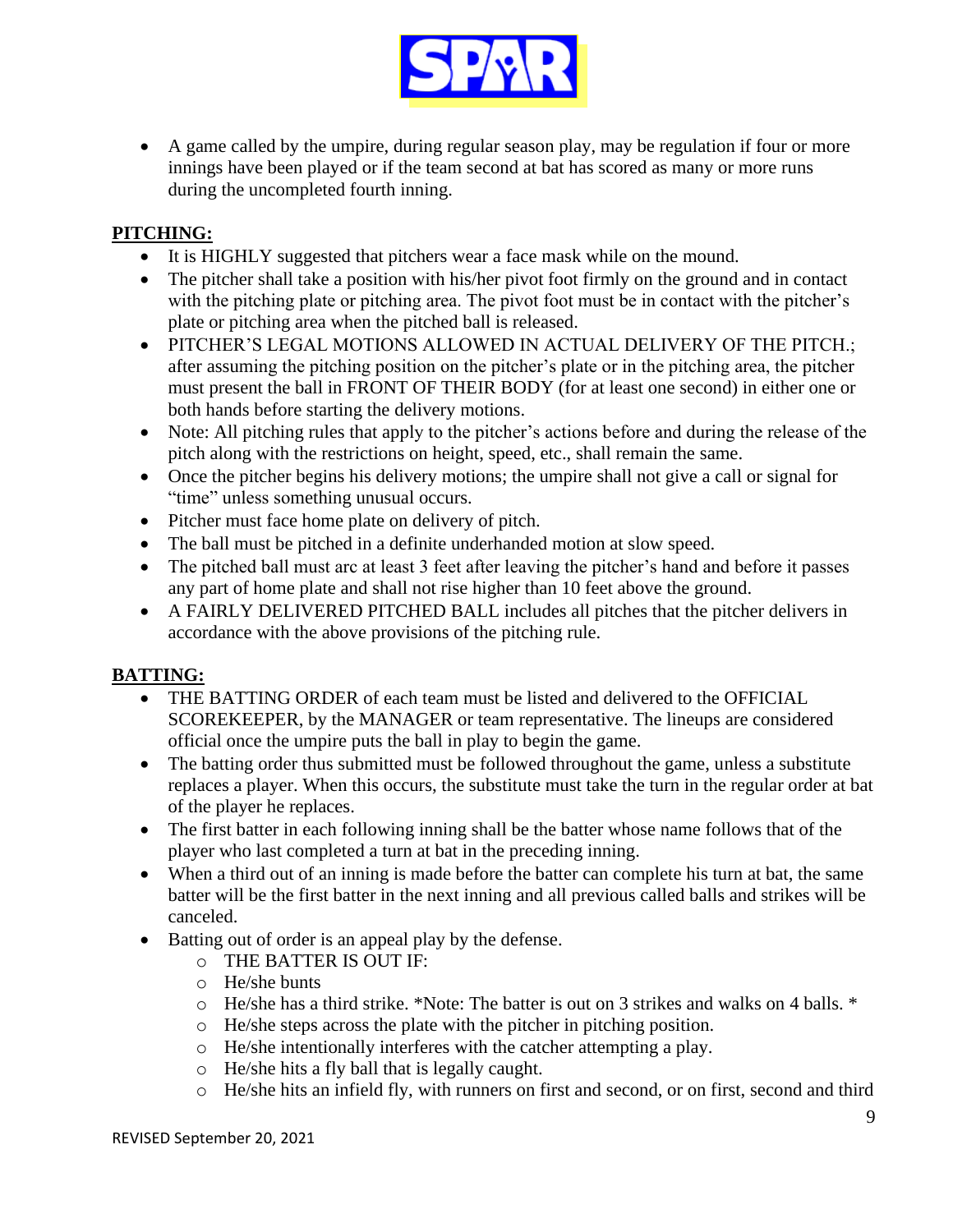- A game called by the umpire, during regular season play, may be regulation if four or more innings have been played or if the team second at bat has scored as many or more runs during the uncompleted fourth inning.

## PITCHING:

- It is HIGHLY suggested that pitchers wear a face mask while on the mound.
- The pitcher shall take a position with his/her pivot foot firmly on the ground and in contact with the pitching plate or pitching area. The pivot foot must be in contact with the pitcher's plate or pitching area when the pitched ball is released.
- PITCHER'S LEGAL MOTIONS ALLOWED IN ACTUAL DELIVERY OF THE PITCH.; after assuming the pitching position on the pitcher's plate or in the pitching area, the pitcher must present the ball in FRONT OF THEIR BODY (for at least one second) in either one or both hands before starting the delivery motions.
- Note: All pitching rules that apply to the pitcher's actions before and during the release of the pitch along with the restrictions on height, speed, etc., shall remain the same.
- Once the pitcher begins his delivery motions; the umpire shall not give a call or signal for "time" unless something unusual occurs.
- Pitcher must face home plate on delivery of pitch.
- The ball must be pitched in a definite underhanded motion at slow speed.
- The pitched ball must arc at least 3 feet after leaving the pitcher's hand and before it passes any part of home plate and shall not rise higher than 10 feet above the ground.
- A FAIRLY DELIVERED PITCHED BALL includes all pitches that the pitcher delivers in accordance with the above provisions of the pitching rule.

## BATTING:

- THE BATTING ORDER of each team must be listed and delivered to the OFFICIAL SCOREKEEPER, by the MANAGER or team representative. The lineups are considered official once the umpire puts the ball in play to begin the game.
- The batting order thus submitted must be followed throughout the game, unless a substitute replaces a player. When this occurs, the substitute must take the turn in the regular order at bat of the player he replaces.
- The first batter in each following inning shall be the batter whose name follows that of the player who last completed a turn at bat in the preceding inning.
- When a third out of an inning is made before the batter can complete his turn at bat, the same batter will be the first batter in the next inning and all previous called balls and strikes will be canceled.
- Batting out of order is an appeal play by the defense.
  - THE BATTER IS OUT IF:
  - He/she bunts
  - He/she has a third strike. *Note: The batter is out on 3 strikes and walks on 4 balls. *
  - He/she steps across the plate with the pitcher in pitching position.
  - He/she intentionally interferes with the catcher attempting a play.
  - He/she hits a fly ball that is legally caught.
  - He/she hits an infield fly, with runners on first and second, or on first, second and third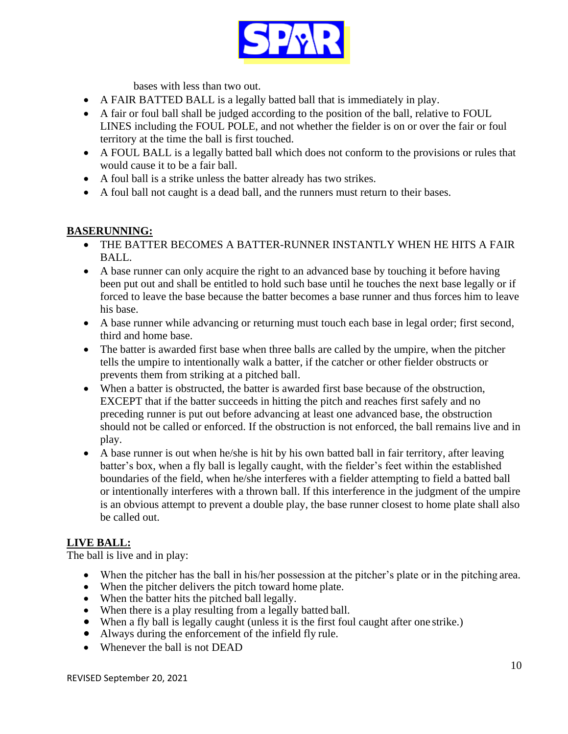bases with less than two out.

- A FAIR BATTED BALL is a legally batted ball that is immediately in play.
- A fair or foul ball shall be judged according to the position of the ball, relative to FOUL LINES including the FOUL POLE, and not whether the fielder is on or over the fair or foul territory at the time the ball is first touched.
- A FOUL BALL is a legally batted ball which does not conform to the provisions or rules that would cause it to be a fair ball.
- A foul ball is a strike unless the batter already has two strikes.
- A foul ball not caught is a dead ball, and the runners must return to their bases.

**BASERUNNING:**

- THE BATTER BECOMES A BATTER-RUNNER INSTANTLY WHEN HE HITS A FAIR BALL.
- A base runner can only acquire the right to an advanced base by touching it before having been put out and shall be entitled to hold such base until he touches the next base legally or if forced to leave the base because the batter becomes a base runner and thus forces him to leave his base.
- A base runner while advancing or returning must touch each base in legal order; first second, third and home base.
- The batter is awarded first base when three balls are called by the umpire, when the pitcher tells the umpire to intentionally walk a batter, if the catcher or other fielder obstructs or prevents them from striking at a pitched ball.
- When a batter is obstructed, the batter is awarded first base because of the obstruction, EXCEPT that if the batter succeeds in hitting the pitch and reaches first safely and no preceding runner is put out before advancing at least one advanced base, the obstruction should not be called or enforced. If the obstruction is not enforced, the ball remains live and in play.
- A base runner is out when he/she is hit by his own batted ball in fair territory, after leaving batter's box, when a fly ball is legally caught, with the fielder's feet within the established boundaries of the field, when he/she interferes with a fielder attempting to field a batted ball or intentionally interferes with a thrown ball. If this interference in the judgment of the umpire is an obvious attempt to prevent a double play, the base runner closest to home plate shall also be called out.

**LIVE BALL:**

The ball is live and in play:

- When the pitcher has the ball in his/her possession at the pitcher's plate or in the pitching area.
- When the pitcher delivers the pitch toward home plate.
- When the batter hits the pitched ball legally.
- When there is a play resulting from a legally batted ball.
- When a fly ball is legally caught (unless it is the first foul caught after one strike.)
- Always during the enforcement of the infield fly rule.
- Whenever the ball is not DEAD

REVISED September 20, 2021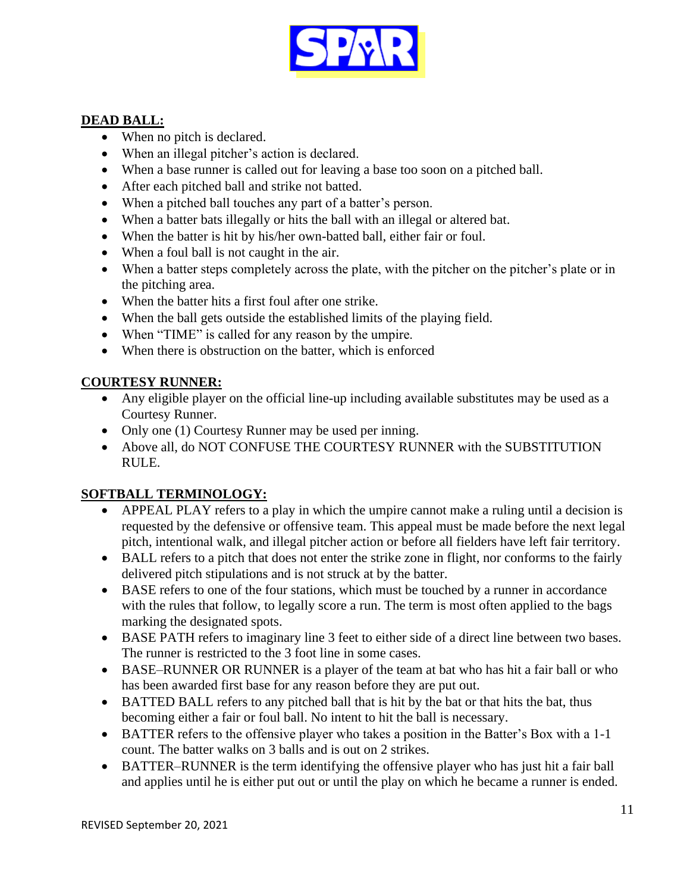## DEAD BALL:

- When no pitch is declared.
- When an illegal pitcher's action is declared.
- When a base runner is called out for leaving a base too soon on a pitched ball.
- After each pitched ball and strike not batted.
- When a pitched ball touches any part of a batter's person.
- When a batter bats illegally or hits the ball with an illegal or altered bat.
- When the batter is hit by his/her own-batted ball, either fair or foul.
- When a foul ball is not caught in the air.
- When a batter steps completely across the plate, with the pitcher on the pitcher's plate or in the pitching area.
- When the batter hits a first foul after one strike.
- When the ball gets outside the established limits of the playing field.
- When "TIME" is called for any reason by the umpire.
- When there is obstruction on the batter, which is enforced

## COURTESY RUNNER:

- Any eligible player on the official line-up including available substitutes may be used as a Courtesy Runner.
- Only one (1) Courtesy Runner may be used per inning.
- Above all, do NOT CONFUSE THE COURTESY RUNNER with the SUBSTITUTION RULE.

## SOFTBALL TERMINOLOGY:

- APPEAL PLAY refers to a play in which the umpire cannot make a ruling until a decision is requested by the defensive or offensive team. This appeal must be made before the next legal pitch, intentional walk, and illegal pitcher action or before all fielders have left fair territory.
- BALL refers to a pitch that does not enter the strike zone in flight, nor conforms to the fairly delivered pitch stipulations and is not struck at by the batter.
- BASE refers to one of the four stations, which must be touched by a runner in accordance with the rules that follow, to legally score a run. The term is most often applied to the bags marking the designated spots.
- BASE PATH refers to imaginary line 3 feet to either side of a direct line between two bases. The runner is restricted to the 3 foot line in some cases.
- BASE–RUNNER OR RUNNER is a player of the team at bat who has hit a fair ball or who has been awarded first base for any reason before they are put out.
- BATTED BALL refers to any pitched ball that is hit by the bat or that hits the bat, thus becoming either a fair or foul ball. No intent to hit the ball is necessary.
- BATTER refers to the offensive player who takes a position in the Batter's Box with a 1-1 count. The batter walks on 3 balls and is out on 2 strikes.
- BATTER–RUNNER is the term identifying the offensive player who has just hit a fair ball and applies until he is either put out or until the play on which he became a runner is ended.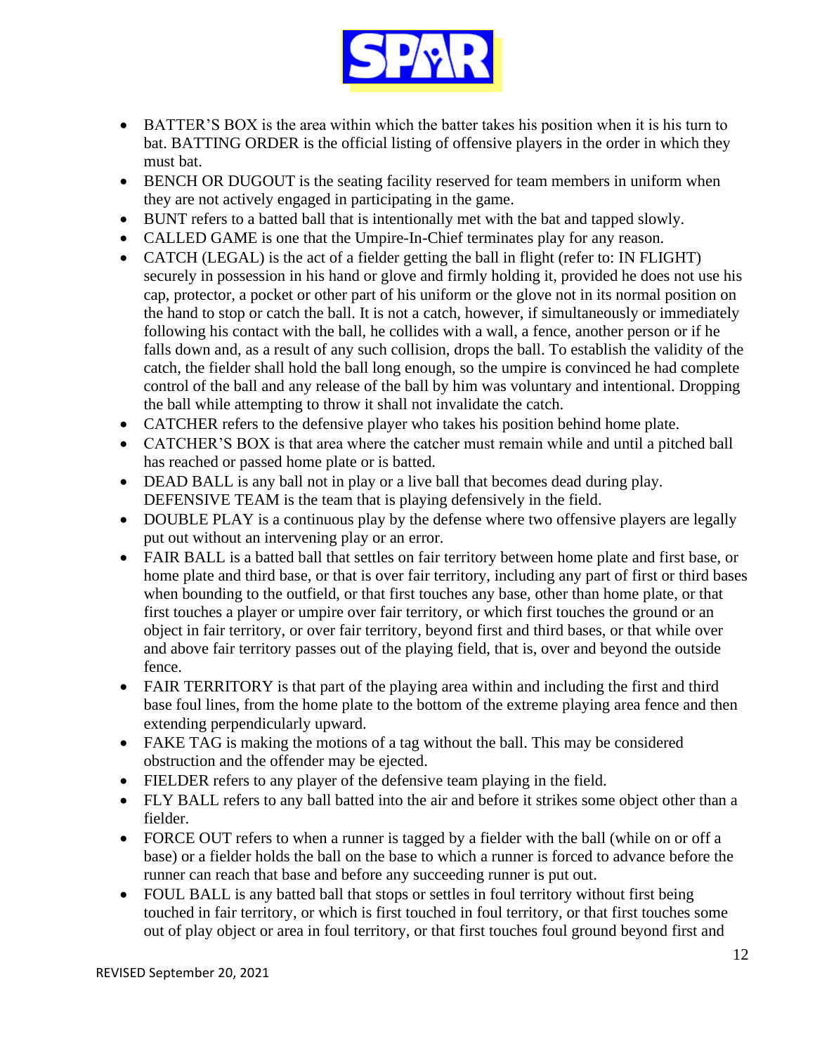- BATTER'S BOX is the area within which the batter takes his position when it is his turn to bat. BATTING ORDER is the official listing of offensive players in the order in which they must bat.
- BENCH OR DUGOUT is the seating facility reserved for team members in uniform when they are not actively engaged in participating in the game.
- BUNT refers to a batted ball that is intentionally met with the bat and tapped slowly.
- CALLED GAME is one that the Umpire-In-Chief terminates play for any reason.
- CATCH (LEGAL) is the act of a fielder getting the ball in flight (refer to: IN FLIGHT) securely in possession in his hand or glove and firmly holding it, provided he does not use his cap, protector, a pocket or other part of his uniform or the glove not in its normal position on the hand to stop or catch the ball. It is not a catch, however, if simultaneously or immediately following his contact with the ball, he collides with a wall, a fence, another person or if he falls down and, as a result of any such collision, drops the ball. To establish the validity of the catch, the fielder shall hold the ball long enough, so the umpire is convinced he had complete control of the ball and any release of the ball by him was voluntary and intentional. Dropping the ball while attempting to throw it shall not invalidate the catch.
- CATCHER refers to the defensive player who takes his position behind home plate.
- CATCHER'S BOX is that area where the catcher must remain while and until a pitched ball has reached or passed home plate or is batted.
- DEAD BALL is any ball not in play or a live ball that becomes dead during play. DEFENSIVE TEAM is the team that is playing defensively in the field.
- DOUBLE PLAY is a continuous play by the defense where two offensive players are legally put out without an intervening play or an error.
- FAIR BALL is a batted ball that settles on fair territory between home plate and first base, or home plate and third base, or that is over fair territory, including any part of first or third bases when bounding to the outfield, or that first touches any base, other than home plate, or that first touches a player or umpire over fair territory, or which first touches the ground or an object in fair territory, or over fair territory, beyond first and third bases, or that while over and above fair territory passes out of the playing field, that is, over and beyond the outside fence.
- FAIR TERRITORY is that part of the playing area within and including the first and third base foul lines, from the home plate to the bottom of the extreme playing area fence and then extending perpendicularly upward.
- FAKE TAG is making the motions of a tag without the ball. This may be considered obstruction and the offender may be ejected.
- FIELDER refers to any player of the defensive team playing in the field.
- FLY BALL refers to any ball batted into the air and before it strikes some object other than a fielder.
- FORCE OUT refers to when a runner is tagged by a fielder with the ball (while on or off a base) or a fielder holds the ball on the base to which a runner is forced to advance before the runner can reach that base and before any succeeding runner is put out.
- FOUL BALL is any batted ball that stops or settles in foul territory without first being touched in fair territory, or which is first touched in foul territory, or that first touches some out of play object or area in foul territory, or that first touches foul ground beyond first and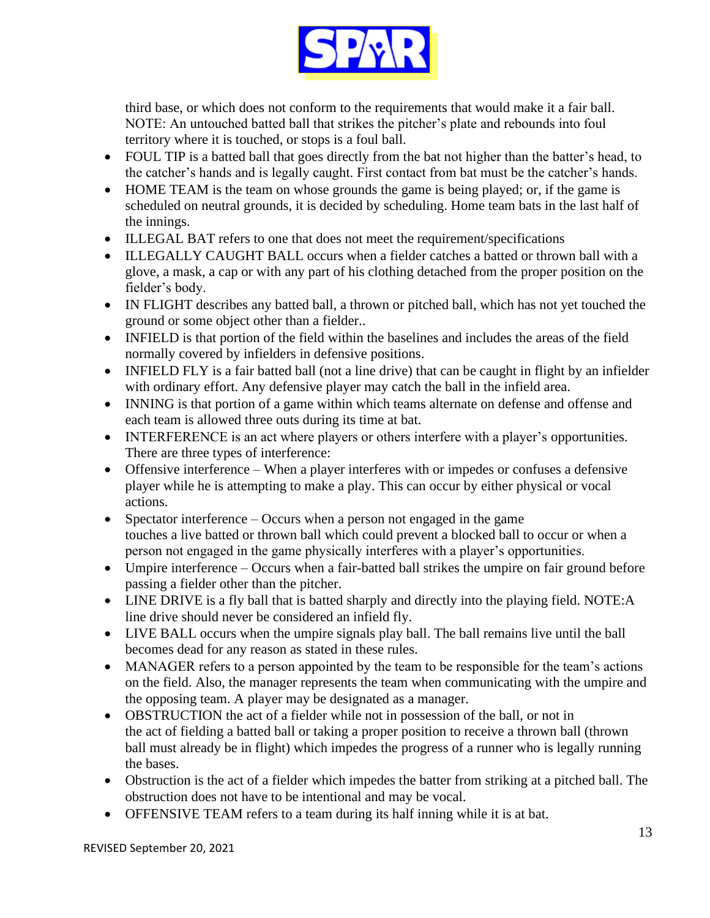third base, or which does not conform to the requirements that would make it a fair ball. NOTE: An untouched batted ball that strikes the pitcher's plate and rebounds into foul territory where it is touched, or stops is a foul ball.

- FOUL TIP is a batted ball that goes directly from the bat not higher than the batter's head, to the catcher's hands and is legally caught. First contact from bat must be the catcher's hands.
- HOME TEAM is the team on whose grounds the game is being played; or, if the game is scheduled on neutral grounds, it is decided by scheduling. Home team bats in the last half of the innings.
- ILLEGAL BAT refers to one that does not meet the requirement/specifications
- ILLEGALLY CAUGHT BALL occurs when a fielder catches a batted or thrown ball with a glove, a mask, a cap or with any part of his clothing detached from the proper position on the fielder's body.
- IN FLIGHT describes any batted ball, a thrown or pitched ball, which has not yet touched the ground or some object other than a fielder..
- INFIELD is that portion of the field within the baselines and includes the areas of the field normally covered by infielders in defensive positions.
- INFIELD FLY is a fair batted ball (not a line drive) that can be caught in flight by an infielder with ordinary effort. Any defensive player may catch the ball in the infield area.
- INNING is that portion of a game within which teams alternate on defense and offense and each team is allowed three outs during its time at bat.
- INTERFERENCE is an act where players or others interfere with a player's opportunities. There are three types of interference:
- Offensive interference – When a player interferes with or impedes or confuses a defensive player while he is attempting to make a play. This can occur by either physical or vocal actions.
- Spectator interference – Occurs when a person not engaged in the game touches a live batted or thrown ball which could prevent a blocked ball to occur or when a person not engaged in the game physically interferes with a player's opportunities.
- Umpire interference – Occurs when a fair-batted ball strikes the umpire on fair ground before passing a fielder other than the pitcher.
- LINE DRIVE is a fly ball that is batted sharply and directly into the playing field. NOTE:A line drive should never be considered an infield fly.
- LIVE BALL occurs when the umpire signals play ball. The ball remains live until the ball becomes dead for any reason as stated in these rules.
- MANAGER refers to a person appointed by the team to be responsible for the team's actions on the field. Also, the manager represents the team when communicating with the umpire and the opposing team. A player may be designated as a manager.
- OBSTRUCTION the act of a fielder while not in possession of the ball, or not in the act of fielding a batted ball or taking a proper position to receive a thrown ball (thrown ball must already be in flight) which impedes the progress of a runner who is legally running the bases.
- Obstruction is the act of a fielder which impedes the batter from striking at a pitched ball. The obstruction does not have to be intentional and may be vocal.
- OFFENSIVE TEAM refers to a team during its half inning while it is at bat.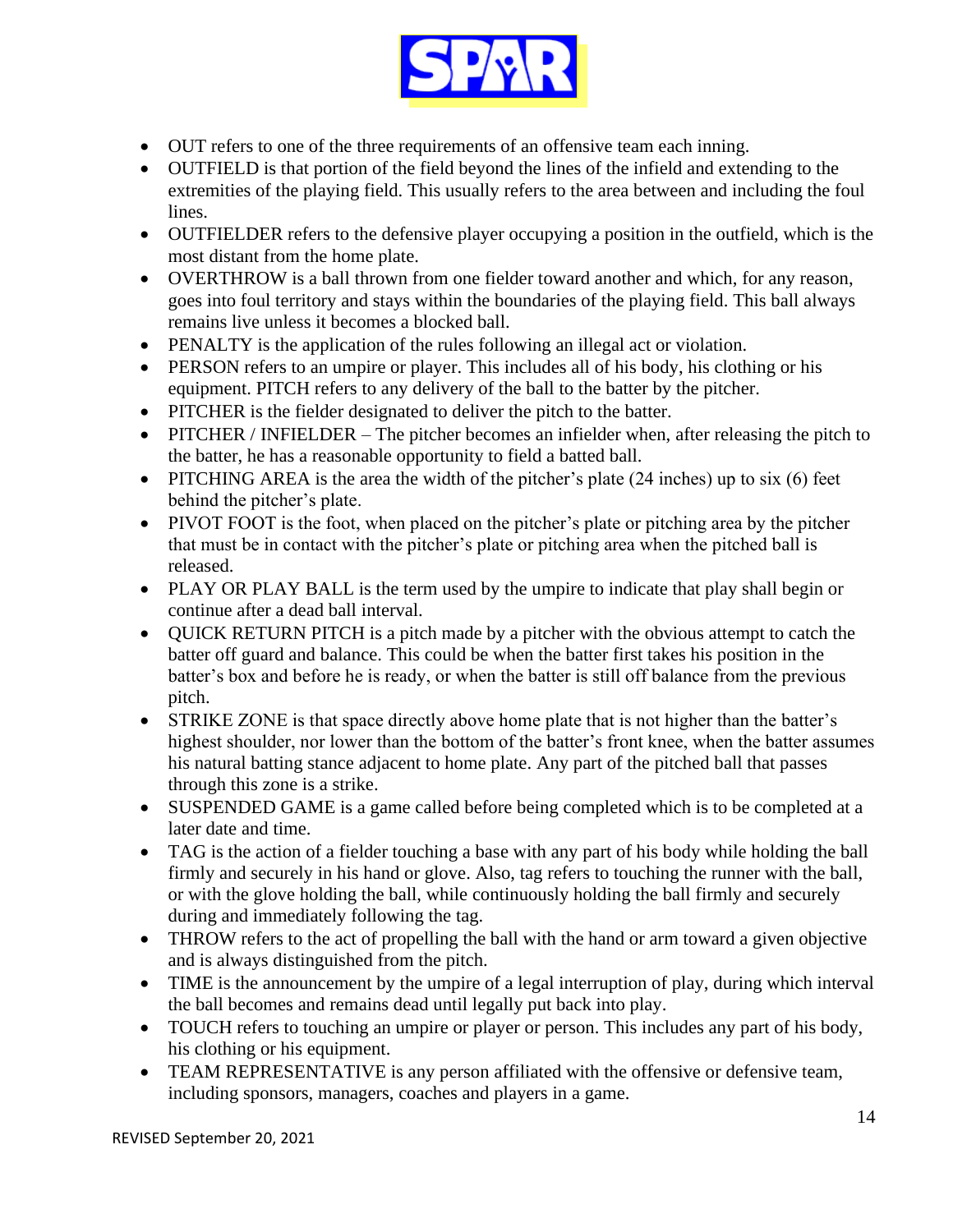- OUT refers to one of the three requirements of an offensive team each inning.
- OUTFIELD is that portion of the field beyond the lines of the infield and extending to the extremities of the playing field. This usually refers to the area between and including the foul lines.
- OUTFIELDER refers to the defensive player occupying a position in the outfield, which is the most distant from the home plate.
- OVERTHROW is a ball thrown from one fielder toward another and which, for any reason, goes into foul territory and stays within the boundaries of the playing field. This ball always remains live unless it becomes a blocked ball.
- PENALTY is the application of the rules following an illegal act or violation.
- PERSON refers to an umpire or player. This includes all of his body, his clothing or his equipment. PITCH refers to any delivery of the ball to the batter by the pitcher.
- PITCHER is the fielder designated to deliver the pitch to the batter.
- PITCHER / INFIELDER – The pitcher becomes an infielder when, after releasing the pitch to the batter, he has a reasonable opportunity to field a batted ball.
- PITCHING AREA is the area the width of the pitcher's plate (24 inches) up to six (6) feet behind the pitcher's plate.
- PIVOT FOOT is the foot, when placed on the pitcher's plate or pitching area by the pitcher that must be in contact with the pitcher's plate or pitching area when the pitched ball is released.
- PLAY OR PLAY BALL is the term used by the umpire to indicate that play shall begin or continue after a dead ball interval.
- QUICK RETURN PITCH is a pitch made by a pitcher with the obvious attempt to catch the batter off guard and balance. This could be when the batter first takes his position in the batter's box and before he is ready, or when the batter is still off balance from the previous pitch.
- STRIKE ZONE is that space directly above home plate that is not higher than the batter's highest shoulder, nor lower than the bottom of the batter's front knee, when the batter assumes his natural batting stance adjacent to home plate. Any part of the pitched ball that passes through this zone is a strike.
- SUSPENDED GAME is a game called before being completed which is to be completed at a later date and time.
- TAG is the action of a fielder touching a base with any part of his body while holding the ball firmly and securely in his hand or glove. Also, tag refers to touching the runner with the ball, or with the glove holding the ball, while continuously holding the ball firmly and securely during and immediately following the tag.
- THROW refers to the act of propelling the ball with the hand or arm toward a given objective and is always distinguished from the pitch.
- TIME is the announcement by the umpire of a legal interruption of play, during which interval the ball becomes and remains dead until legally put back into play.
- TOUCH refers to touching an umpire or player or person. This includes any part of his body, his clothing or his equipment.
- TEAM REPRESENTATIVE is any person affiliated with the offensive or defensive team, including sponsors, managers, coaches and players in a game.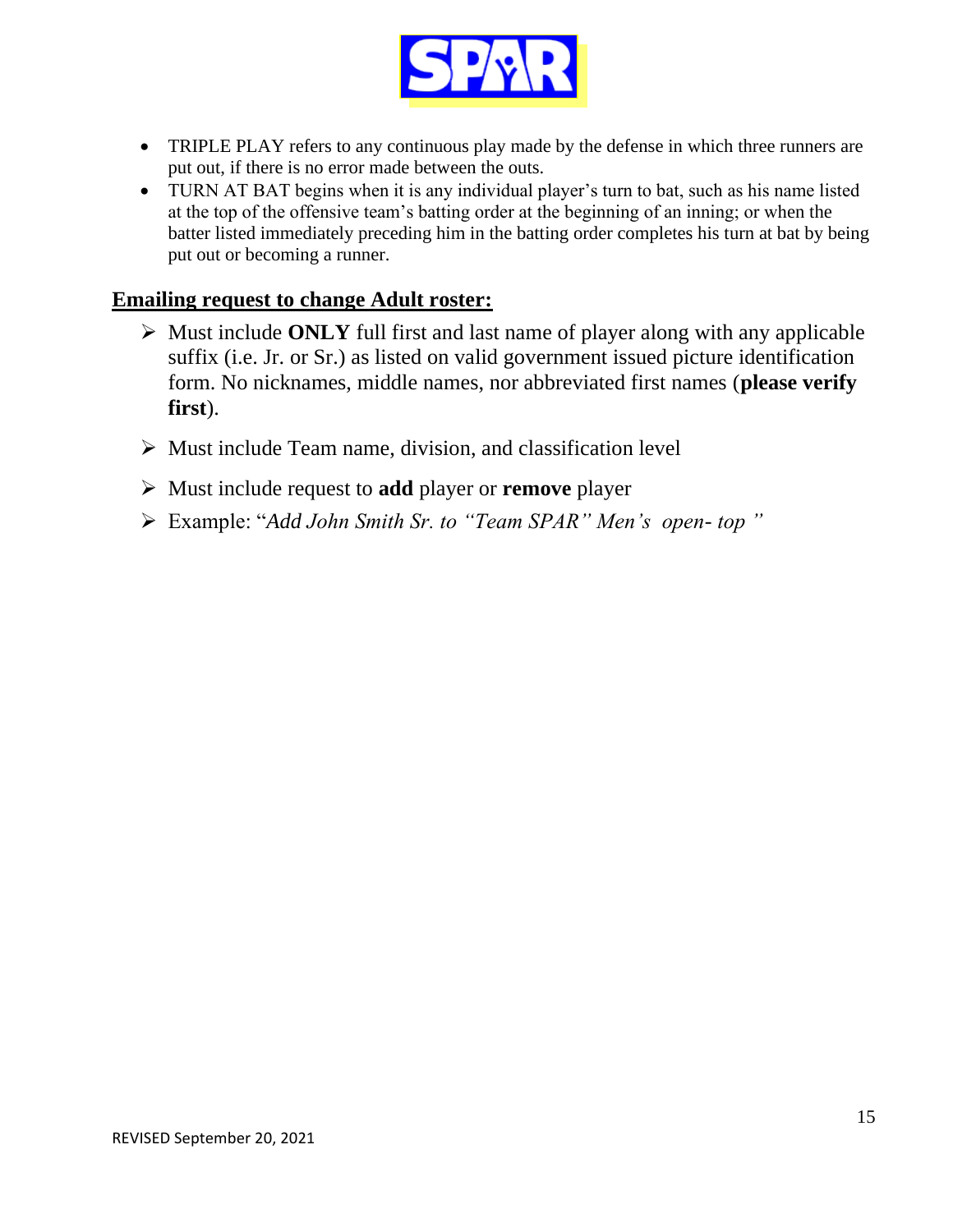- TRIPLE PLAY refers to any continuous play made by the defense in which three runners are put out, if there is no error made between the outs.
- TURN AT BAT begins when it is any individual player's turn to bat, such as his name listed at the top of the offensive team's batting order at the beginning of an inning; or when the batter listed immediately preceding him in the batting order completes his turn at bat by being put out or becoming a runner.

## Emailing request to change Adult roster:

- Must include **ONLY** full first and last name of player along with any applicable suffix (i.e. Jr. or Sr.) as listed on valid government issued picture identification form. No nicknames, middle names, nor abbreviated first names (**please verify first**).
- Must include Team name, division, and classification level
- Must include request to **add** player or **remove** player
- Example: "*Add John Smith Sr. to "Team SPAR" Men's open- top "*

REVISED September 20, 2021